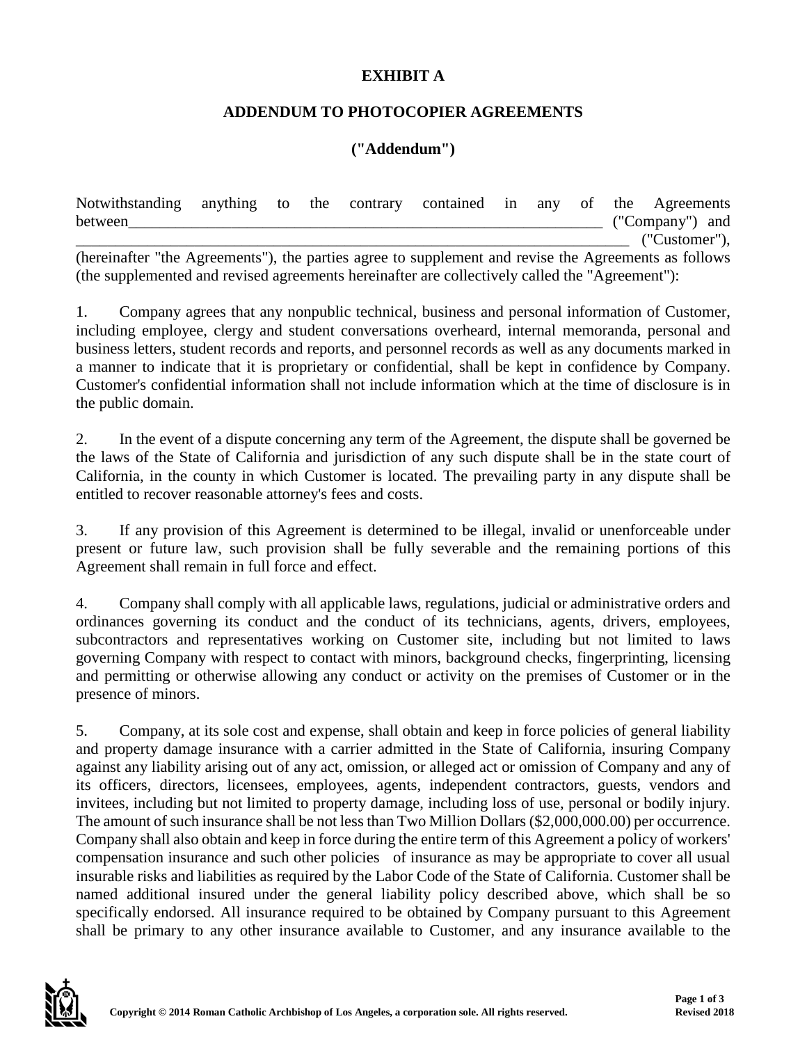# EXHIBIT A

## ADDENDUM TO PHOTOCOPIER AGREEMENTS

## ("Addendum")

Notwithstanding anything to the contrary contained in any of the Agreements between_________________________________________________________________ ("Company") and _________________________________________________________________________ ("Customer"), (hereinafter "the Agreements"), the parties agree to supplement and revise the Agreements as follows (the supplemented and revised agreements hereinafter are collectively called the "Agreement"):

1. Company agrees that any nonpublic technical, business and personal information of Customer, including employee, clergy and student conversations overheard, internal memoranda, personal and business letters, student records and reports, and personnel records as well as any documents marked in a manner to indicate that it is proprietary or confidential, shall be kept in confidence by Company. Customer's confidential information shall not include information which at the time of disclosure is in the public domain.

2. In the event of a dispute concerning any term of the Agreement, the dispute shall be governed be the laws of the State of California and jurisdiction of any such dispute shall be in the state court of California, in the county in which Customer is located. The prevailing party in any dispute shall be entitled to recover reasonable attorney's fees and costs.

3. If any provision of this Agreement is determined to be illegal, invalid or unenforceable under present or future law, such provision shall be fully severable and the remaining portions of this Agreement shall remain in full force and effect.

4. Company shall comply with all applicable laws, regulations, judicial or administrative orders and ordinances governing its conduct and the conduct of its technicians, agents, drivers, employees, subcontractors and representatives working on Customer site, including but not limited to laws governing Company with respect to contact with minors, background checks, fingerprinting, licensing and permitting or otherwise allowing any conduct or activity on the premises of Customer or in the presence of minors.

5. Company, at its sole cost and expense, shall obtain and keep in force policies of general liability and property damage insurance with a carrier admitted in the State of California, insuring Company against any liability arising out of any act, omission, or alleged act or omission of Company and any of its officers, directors, licensees, employees, agents, independent contractors, guests, vendors and invitees, including but not limited to property damage, including loss of use, personal or bodily injury. The amount of such insurance shall be not less than Two Million Dollars ($2,000,000.00) per occurrence. Company shall also obtain and keep in force during the entire term of this Agreement a policy of workers' compensation insurance and such other policies of insurance as may be appropriate to cover all usual insurable risks and liabilities as required by the Labor Code of the State of California. Customer shall be named additional insured under the general liability policy described above, which shall be so specifically endorsed. All insurance required to be obtained by Company pursuant to this Agreement shall be primary to any other insurance available to Customer, and any insurance available to the

Copyright © 2014 Roman Catholic Archbishop of Los Angeles, a corporation sole. All rights reserved.

Revised 2018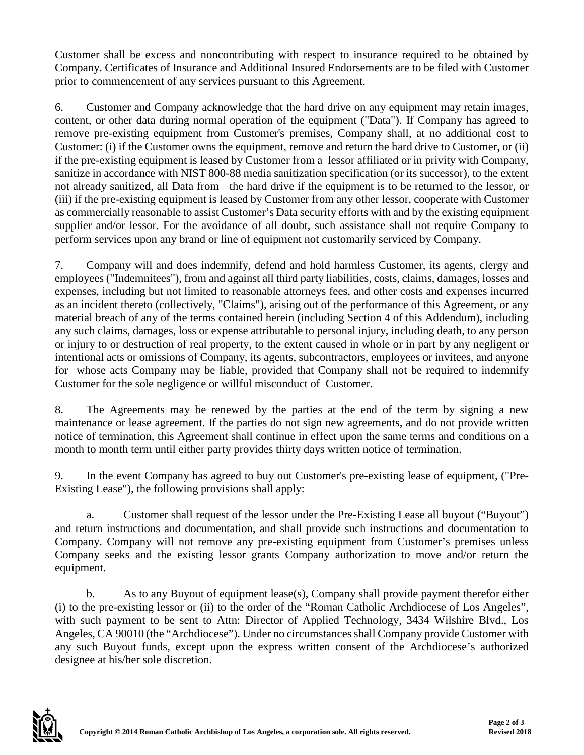Customer shall be excess and noncontributing with respect to insurance required to be obtained by Company. Certificates of Insurance and Additional Insured Endorsements are to be filed with Customer prior to commencement of any services pursuant to this Agreement.

6. Customer and Company acknowledge that the hard drive on any equipment may retain images, content, or other data during normal operation of the equipment ("Data"). If Company has agreed to remove pre-existing equipment from Customer's premises, Company shall, at no additional cost to Customer: (i) if the Customer owns the equipment, remove and return the hard drive to Customer, or (ii) if the pre-existing equipment is leased by Customer from a lessor affiliated or in privity with Company, sanitize in accordance with NIST 800-88 media sanitization specification (or its successor), to the extent not already sanitized, all Data from the hard drive if the equipment is to be returned to the lessor, or (iii) if the pre-existing equipment is leased by Customer from any other lessor, cooperate with Customer as commercially reasonable to assist Customer's Data security efforts with and by the existing equipment supplier and/or lessor. For the avoidance of all doubt, such assistance shall not require Company to perform services upon any brand or line of equipment not customarily serviced by Company.

7. Company will and does indemnify, defend and hold harmless Customer, its agents, clergy and employees ("Indemnitees"), from and against all third party liabilities, costs, claims, damages, losses and expenses, including but not limited to reasonable attorneys fees, and other costs and expenses incurred as an incident thereto (collectively, "Claims"), arising out of the performance of this Agreement, or any material breach of any of the terms contained herein (including Section 4 of this Addendum), including any such claims, damages, loss or expense attributable to personal injury, including death, to any person or injury to or destruction of real property, to the extent caused in whole or in part by any negligent or intentional acts or omissions of Company, its agents, subcontractors, employees or invitees, and anyone for whose acts Company may be liable, provided that Company shall not be required to indemnify Customer for the sole negligence or willful misconduct of Customer.

8. The Agreements may be renewed by the parties at the end of the term by signing a new maintenance or lease agreement. If the parties do not sign new agreements, and do not provide written notice of termination, this Agreement shall continue in effect upon the same terms and conditions on a month to month term until either party provides thirty days written notice of termination.

9. In the event Company has agreed to buy out Customer's pre-existing lease of equipment, ("Pre-Existing Lease"), the following provisions shall apply:

a. Customer shall request of the lessor under the Pre-Existing Lease all buyout ("Buyout") and return instructions and documentation, and shall provide such instructions and documentation to Company. Company will not remove any pre-existing equipment from Customer's premises unless Company seeks and the existing lessor grants Company authorization to move and/or return the equipment.

b. As to any Buyout of equipment lease(s), Company shall provide payment therefor either (i) to the pre-existing lessor or (ii) to the order of the "Roman Catholic Archdiocese of Los Angeles", with such payment to be sent to Attn: Director of Applied Technology, 3434 Wilshire Blvd., Los Angeles, CA 90010 (the "Archdiocese"). Under no circumstances shall Company provide Customer with any such Buyout funds, except upon the express written consent of the Archdiocese's authorized designee at his/her sole discretion.

Copyright © 2014 Roman Catholic Archbishop of Los Angeles, a corporation sole. All rights reserved.

Revised 2018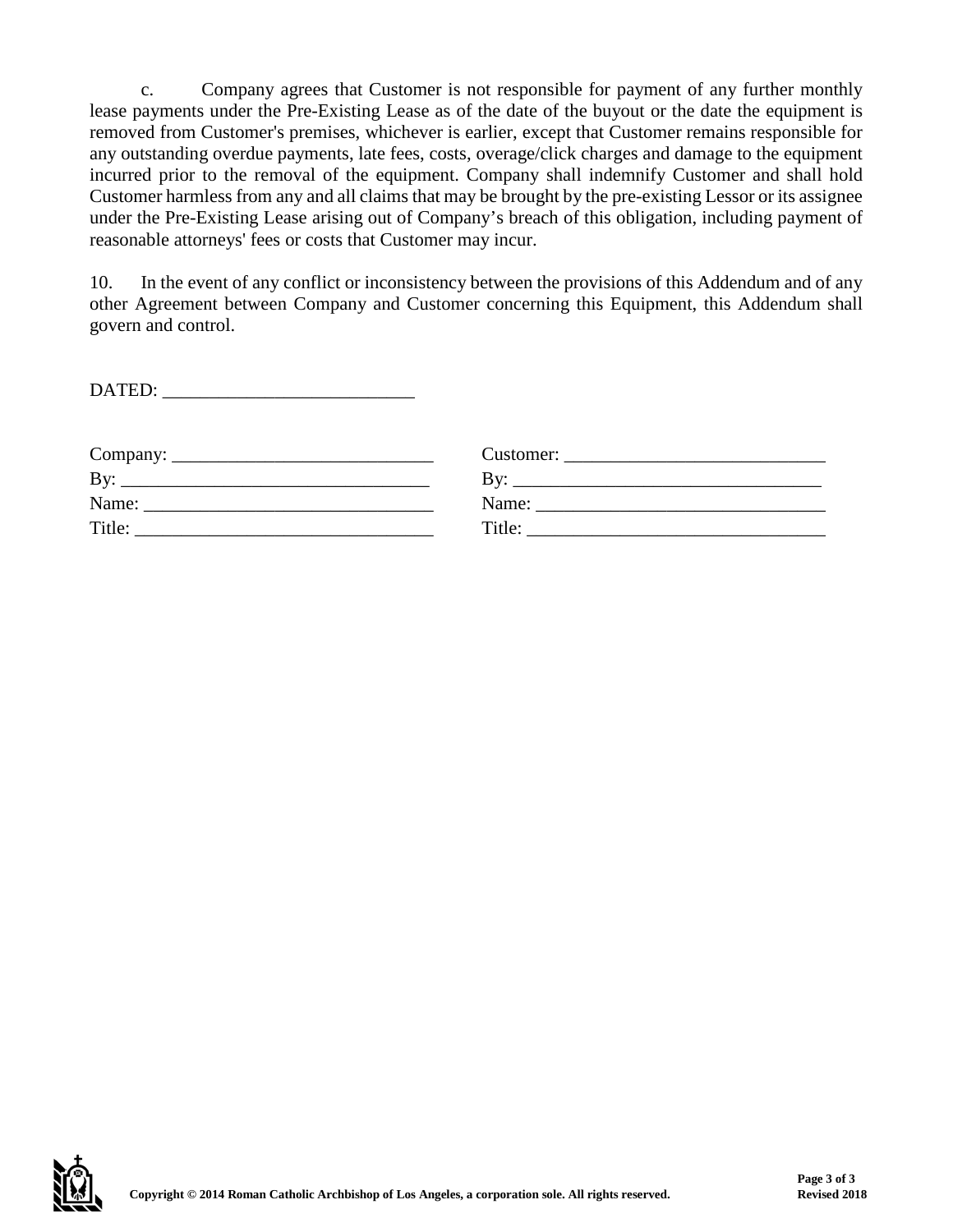c. Company agrees that Customer is not responsible for payment of any further monthly lease payments under the Pre-Existing Lease as of the date of the buyout or the date the equipment is removed from Customer's premises, whichever is earlier, except that Customer remains responsible for any outstanding overdue payments, late fees, costs, overage/click charges and damage to the equipment incurred prior to the removal of the equipment. Company shall indemnify Customer and shall hold Customer harmless from any and all claims that may be brought by the pre-existing Lessor or its assignee under the Pre-Existing Lease arising out of Company's breach of this obligation, including payment of reasonable attorneys' fees or costs that Customer may incur.

10. In the event of any conflict or inconsistency between the provisions of this Addendum and of any other Agreement between Company and Customer concerning this Equipment, this Addendum shall govern and control.

DATED: ___________________________

| | |
|---|---|
| Company: ____________________________ | Customer: ____________________________ |
| By: _________________________________ | By: _________________________________ |
| Name: _______________________________ | Name: _______________________________ |
| Title: ________________________________ | Title: ________________________________ |

**Copyright © 2014 Roman Catholic Archbishop of Los Angeles, a corporation sole. All rights reserved.**

**Revised 2018**